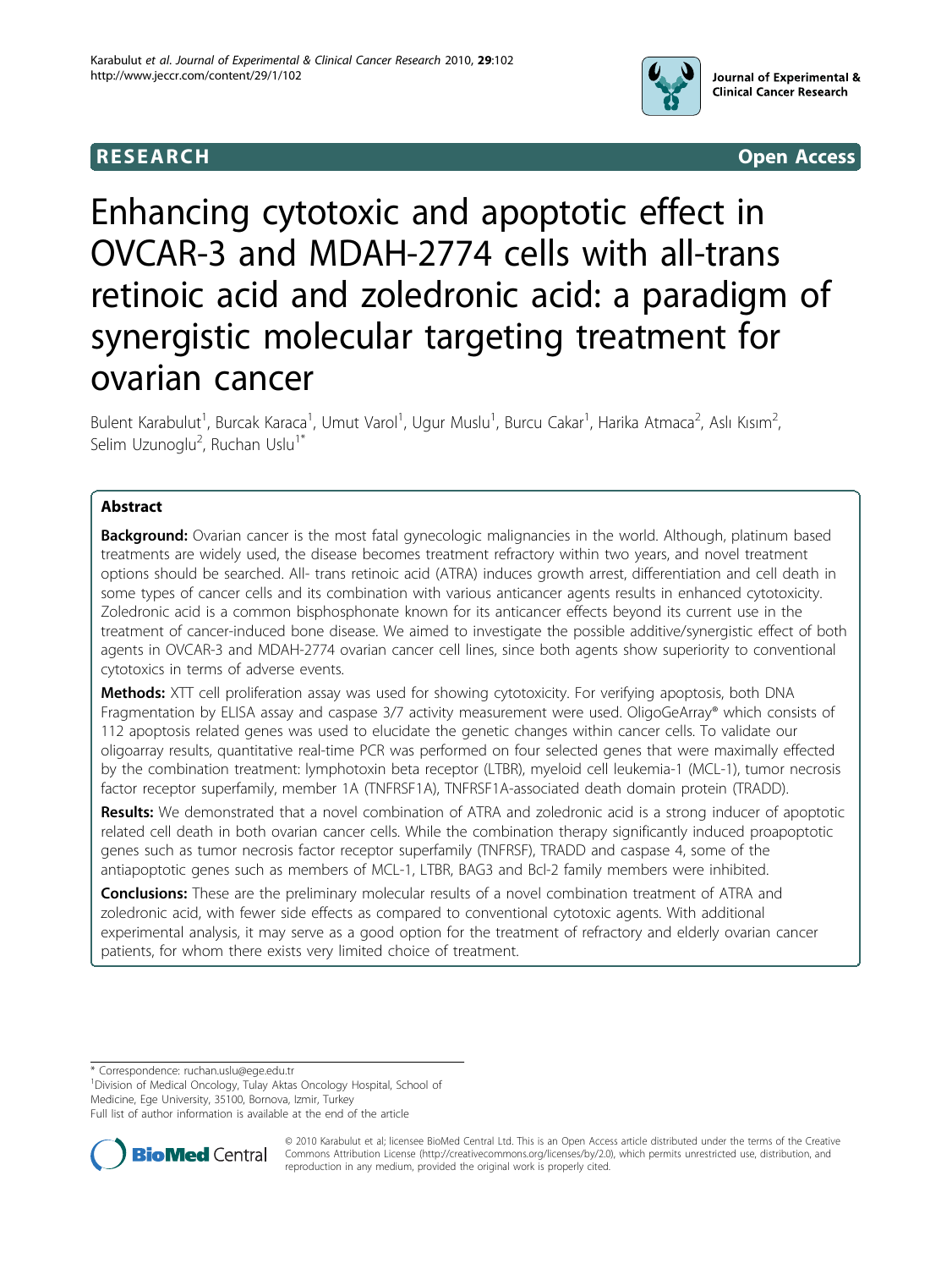RESEARCH Open Access

# Enhancing cytotoxic and apoptotic effect in OVCAR-3 and MDAH-2774 cells with all-trans retinoic acid and zoledronic acid: a paradigm of synergistic molecular targeting treatment for ovarian cancer

Bulent Karabulut[1], Burcak Karaca[1], Umut Varol[1], Ugur Muslu[1], Burcu Cakar[1], Harika Atmaca[2], Aslı Kısım[2], Selim Uzunoglu[2], Ruchan Uslu[1*]

## Abstract

**Background:** Ovarian cancer is the most fatal gynecologic malignancies in the world. Although, platinum based treatments are widely used, the disease becomes treatment refractory within two years, and novel treatment options should be searched. All- trans retinoic acid (ATRA) induces growth arrest, differentiation and cell death in some types of cancer cells and its combination with various anticancer agents results in enhanced cytotoxicity. Zoledronic acid is a common bisphosphonate known for its anticancer effects beyond its current use in the treatment of cancer-induced bone disease. We aimed to investigate the possible additive/synergistic effect of both agents in OVCAR-3 and MDAH-2774 ovarian cancer cell lines, since both agents show superiority to conventional cytotoxics in terms of adverse events.

**Methods:** XTT cell proliferation assay was used for showing cytotoxicity. For verifying apoptosis, both DNA Fragmentation by ELISA assay and caspase 3/7 activity measurement were used. OligoGeArray® which consists of 112 apoptosis related genes was used to elucidate the genetic changes within cancer cells. To validate our oligoarray results, quantitative real-time PCR was performed on four selected genes that were maximally effected by the combination treatment: lymphotoxin beta receptor (LTBR), myeloid cell leukemia-1 (MCL-1), tumor necrosis factor receptor superfamily, member 1A (TNFRSF1A), TNFRSF1A-associated death domain protein (TRADD).

**Results:** We demonstrated that a novel combination of ATRA and zoledronic acid is a strong inducer of apoptotic related cell death in both ovarian cancer cells. While the combination therapy significantly induced proapoptotic genes such as tumor necrosis factor receptor superfamily (TNFRSF), TRADD and caspase 4, some of the antiapoptotic genes such as members of MCL-1, LTBR, BAG3 and Bcl-2 family members were inhibited.

**Conclusions:** These are the preliminary molecular results of a novel combination treatment of ATRA and zoledronic acid, with fewer side effects as compared to conventional cytotoxic agents. With additional experimental analysis, it may serve as a good option for the treatment of refractory and elderly ovarian cancer patients, for whom there exists very limited choice of treatment.

\* Correspondence: ruchan.uslu@ege.edu.tr
[1]Division of Medical Oncology, Tulay Aktas Oncology Hospital, School of Medicine, Ege University, 35100, Bornova, Izmir, Turkey
Full list of author information is available at the end of the article

© 2010 Karabulut et al; licensee BioMed Central Ltd. This is an Open Access article distributed under the terms of the Creative Commons Attribution License (http://creativecommons.org/licenses/by/2.0), which permits unrestricted use, distribution, and reproduction in any medium, provided the original work is properly cited.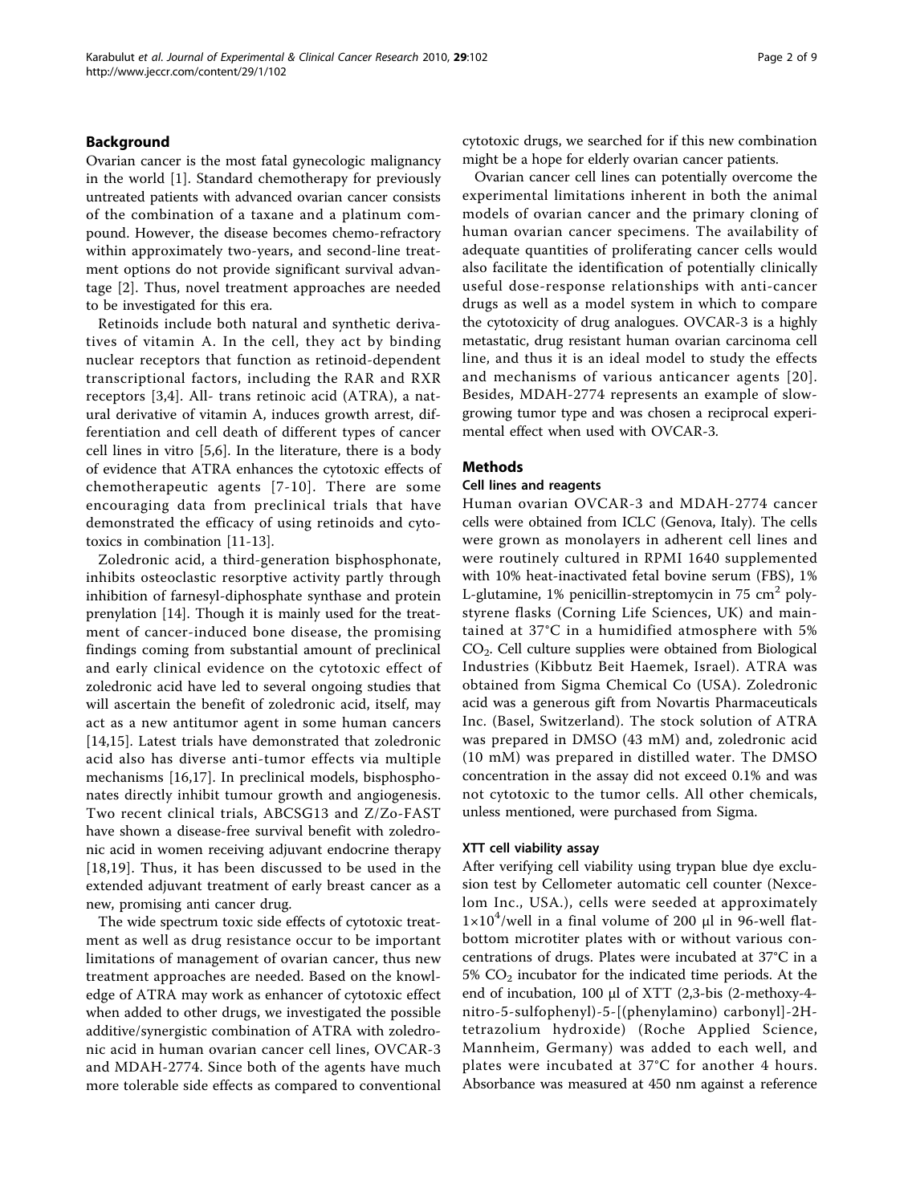## Background

Ovarian cancer is the most fatal gynecologic malignancy in the world [1]. Standard chemotherapy for previously untreated patients with advanced ovarian cancer consists of the combination of a taxane and a platinum compound. However, the disease becomes chemo-refractory within approximately two-years, and second-line treatment options do not provide significant survival advantage [2]. Thus, novel treatment approaches are needed to be investigated for this era.

Retinoids include both natural and synthetic derivatives of vitamin A. In the cell, they act by binding nuclear receptors that function as retinoid-dependent transcriptional factors, including the RAR and RXR receptors [3,4]. All- trans retinoic acid (ATRA), a natural derivative of vitamin A, induces growth arrest, differentiation and cell death of different types of cancer cell lines in vitro [5,6]. In the literature, there is a body of evidence that ATRA enhances the cytotoxic effects of chemotherapeutic agents [7-10]. There are some encouraging data from preclinical trials that have demonstrated the efficacy of using retinoids and cytotoxics in combination [11-13].

Zoledronic acid, a third-generation bisphosphonate, inhibits osteoclastic resorptive activity partly through inhibition of farnesyl-diphosphate synthase and protein prenylation [14]. Though it is mainly used for the treatment of cancer-induced bone disease, the promising findings coming from substantial amount of preclinical and early clinical evidence on the cytotoxic effect of zoledronic acid have led to several ongoing studies that will ascertain the benefit of zoledronic acid, itself, may act as a new antitumor agent in some human cancers [14,15]. Latest trials have demonstrated that zoledronic acid also has diverse anti-tumor effects via multiple mechanisms [16,17]. In preclinical models, bisphosphonates directly inhibit tumour growth and angiogenesis. Two recent clinical trials, ABCSG13 and Z/Zo-FAST have shown a disease-free survival benefit with zoledronic acid in women receiving adjuvant endocrine therapy [18,19]. Thus, it has been discussed to be used in the extended adjuvant treatment of early breast cancer as a new, promising anti cancer drug.

The wide spectrum toxic side effects of cytotoxic treatment as well as drug resistance occur to be important limitations of management of ovarian cancer, thus new treatment approaches are needed. Based on the knowledge of ATRA may work as enhancer of cytotoxic effect when added to other drugs, we investigated the possible additive/synergistic combination of ATRA with zoledronic acid in human ovarian cancer cell lines, OVCAR-3 and MDAH-2774. Since both of the agents have much more tolerable side effects as compared to conventional cytotoxic drugs, we searched for if this new combination might be a hope for elderly ovarian cancer patients.

Ovarian cancer cell lines can potentially overcome the experimental limitations inherent in both the animal models of ovarian cancer and the primary cloning of human ovarian cancer specimens. The availability of adequate quantities of proliferating cancer cells would also facilitate the identification of potentially clinically useful dose-response relationships with anti-cancer drugs as well as a model system in which to compare the cytotoxicity of drug analogues. OVCAR-3 is a highly metastatic, drug resistant human ovarian carcinoma cell line, and thus it is an ideal model to study the effects and mechanisms of various anticancer agents [20]. Besides, MDAH-2774 represents an example of slow-growing tumor type and was chosen a reciprocal experimental effect when used with OVCAR-3.

## Methods

### Cell lines and reagents

Human ovarian OVCAR-3 and MDAH-2774 cancer cells were obtained from ICLC (Genova, Italy). The cells were grown as monolayers in adherent cell lines and were routinely cultured in RPMI 1640 supplemented with 10% heat-inactivated fetal bovine serum (FBS), 1% L-glutamine, 1% penicillin-streptomycin in 75 $cm^2$ polystyrene flasks (Corning Life Sciences, UK) and maintained at 37°C in a humidified atmosphere with 5% $CO_2$. Cell culture supplies were obtained from Biological Industries (Kibbutz Beit Haemek, Israel). ATRA was obtained from Sigma Chemical Co (USA). Zoledronic acid was a generous gift from Novartis Pharmaceuticals Inc. (Basel, Switzerland). The stock solution of ATRA was prepared in DMSO (43 mM) and, zoledronic acid (10 mM) was prepared in distilled water. The DMSO concentration in the assay did not exceed 0.1% and was not cytotoxic to the tumor cells. All other chemicals, unless mentioned, were purchased from Sigma.

### XTT cell viability assay

After verifying cell viability using trypan blue dye exclusion test by Cellometer automatic cell counter (Nexcelom Inc., USA.), cells were seeded at approximately $1 \times 10^4$/well in a final volume of 200 μl in 96-well flat-bottom microtiter plates with or without various concentrations of drugs. Plates were incubated at 37°C in a 5% $CO_2$ incubator for the indicated time periods. At the end of incubation, 100 μl of XTT (2,3-bis (2-methoxy-4-nitro-5-sulfophenyl)-5-[(phenylamino) carbonyl]-2H-tetrazolium hydroxide) (Roche Applied Science, Mannheim, Germany) was added to each well, and plates were incubated at 37°C for another 4 hours. Absorbance was measured at 450 nm against a reference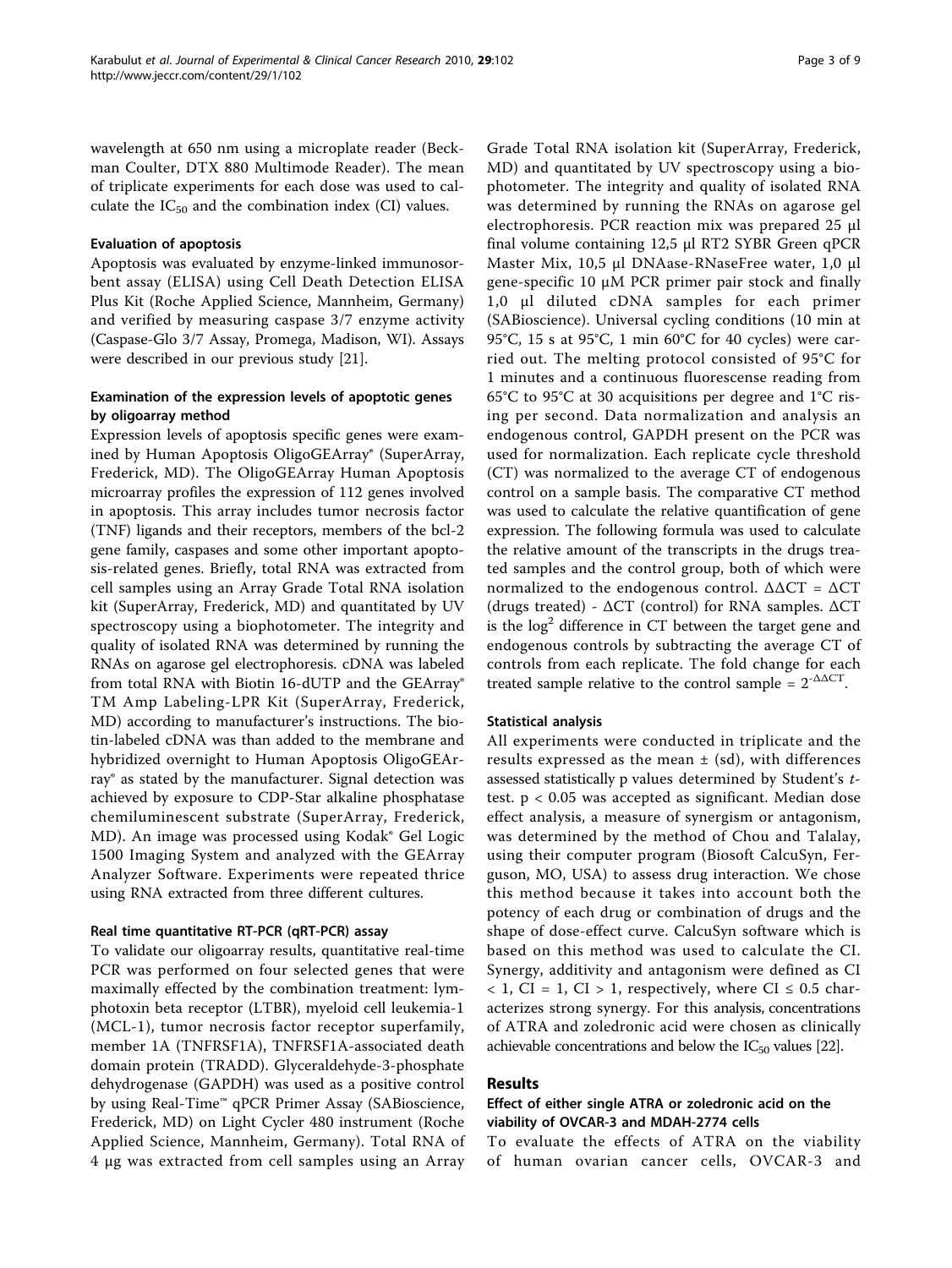wavelength at 650 nm using a microplate reader (Beckman Coulter, DTX 880 Multimode Reader). The mean of triplicate experiments for each dose was used to calculate the $IC_{50}$ and the combination index (CI) values.

### Evaluation of apoptosis

Apoptosis was evaluated by enzyme-linked immunosorbent assay (ELISA) using Cell Death Detection ELISA Plus Kit (Roche Applied Science, Mannheim, Germany) and verified by measuring caspase 3/7 enzyme activity (Caspase-Glo 3/7 Assay, Promega, Madison, WI). Assays were described in our previous study [21].

### Examination of the expression levels of apoptotic genes by oligoarray method

Expression levels of apoptosis specific genes were examined by Human Apoptosis OligoGEArray® (SuperArray, Frederick, MD). The OligoGEArray Human Apoptosis microarray profiles the expression of 112 genes involved in apoptosis. This array includes tumor necrosis factor (TNF) ligands and their receptors, members of the bcl-2 gene family, caspases and some other important apoptosis-related genes. Briefly, total RNA was extracted from cell samples using an Array Grade Total RNA isolation kit (SuperArray, Frederick, MD) and quantitated by UV spectroscopy using a biophotometer. The integrity and quality of isolated RNA was determined by running the RNAs on agarose gel electrophoresis. cDNA was labeled from total RNA with Biotin 16-dUTP and the GEArray® TM Amp Labeling-LPR Kit (SuperArray, Frederick, MD) according to manufacturer's instructions. The biotin-labeled cDNA was than added to the membrane and hybridized overnight to Human Apoptosis OligoGEArray® as stated by the manufacturer. Signal detection was achieved by exposure to CDP-Star alkaline phosphatase chemiluminescent substrate (SuperArray, Frederick, MD). An image was processed using Kodak® Gel Logic 1500 Imaging System and analyzed with the GEArray Analyzer Software. Experiments were repeated thrice using RNA extracted from three different cultures.

### Real time quantitative RT-PCR (qRT-PCR) assay

To validate our oligoarray results, quantitative real-time PCR was performed on four selected genes that were maximally effected by the combination treatment: lymphotoxin beta receptor (LTBR), myeloid cell leukemia-1 (MCL-1), tumor necrosis factor receptor superfamily, member 1A (TNFRSF1A), TNFRSF1A-associated death domain protein (TRADD). Glyceraldehyde-3-phosphate dehydrogenase (GAPDH) was used as a positive control by using Real-Time™ qPCR Primer Assay (SABioscience, Frederick, MD) on Light Cycler 480 instrument (Roche Applied Science, Mannheim, Germany). Total RNA of 4 μg was extracted from cell samples using an Array Grade Total RNA isolation kit (SuperArray, Frederick, MD) and quantitated by UV spectroscopy using a biophotometer. The integrity and quality of isolated RNA was determined by running the RNAs on agarose gel electrophoresis. PCR reaction mix was prepared 25 μl final volume containing 12,5 μl RT2 SYBR Green qPCR Master Mix, 10,5 μl DNAase-RNaseFree water, 1,0 μl gene-specific 10 μM PCR primer pair stock and finally 1,0 μl diluted cDNA samples for each primer (SABioscience). Universal cycling conditions (10 min at 95°C, 15 s at 95°C, 1 min 60°C for 40 cycles) were carried out. The melting protocol consisted of 95°C for 1 minutes and a continuous fluorescense reading from 65°C to 95°C at 30 acquisitions per degree and 1°C rising per second. Data normalization and analysis an endogenous control, GAPDH present on the PCR was used for normalization. Each replicate cycle threshold (CT) was normalized to the average CT of endogenous control on a sample basis. The comparative CT method was used to calculate the relative quantification of gene expression. The following formula was used to calculate the relative amount of the transcripts in the drugs treated samples and the control group, both of which were normalized to the endogenous control. $\Delta\Delta CT = \Delta CT$ (drugs treated) - $\Delta CT$ (control) for RNA samples. $\Delta CT$ is the $\log^2$ difference in CT between the target gene and endogenous controls by subtracting the average CT of controls from each replicate. The fold change for each treated sample relative to the control sample = $2^{-\Delta\Delta CT}$.

### Statistical analysis

All experiments were conducted in triplicate and the results expressed as the mean ± (sd), with differences assessed statistically p values determined by Student's *t*-test. $p < 0.05$ was accepted as significant. Median dose effect analysis, a measure of synergism or antagonism, was determined by the method of Chou and Talalay, using their computer program (Biosoft CalcuSyn, Ferguson, MO, USA) to assess drug interaction. We chose this method because it takes into account both the potency of each drug or combination of drugs and the shape of dose-effect curve. CalcuSyn software which is based on this method was used to calculate the CI. Synergy, additivity and antagonism were defined as CI $< 1$, CI $= 1$, CI $> 1$, respectively, where CI $\leq 0.5$ characterizes strong synergy. For this analysis, concentrations of ATRA and zoledronic acid were chosen as clinically achievable concentrations and below the $IC_{50}$ values [22].

## Results

### Effect of either single ATRA or zoledronic acid on the viability of OVCAR-3 and MDAH-2774 cells

To evaluate the effects of ATRA on the viability of human ovarian cancer cells, OVCAR-3 and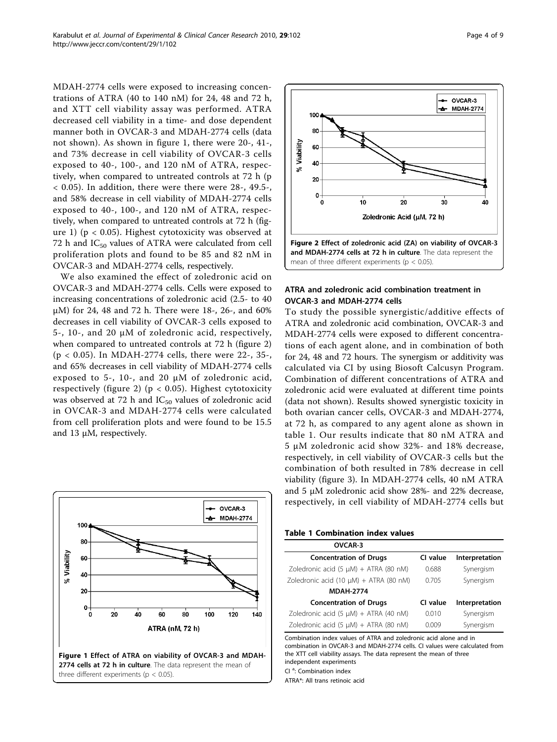MDAH-2774 cells were exposed to increasing concentrations of ATRA (40 to 140 nM) for 24, 48 and 72 h, and XTT cell viability assay was performed. ATRA decreased cell viability in a time- and dose dependent manner both in OVCAR-3 and MDAH-2774 cells (data not shown). As shown in figure 1, there were 20-, 41-, and 73% decrease in cell viability of OVCAR-3 cells exposed to 40-, 100-, and 120 nM of ATRA, respectively, when compared to untreated controls at 72 h ($p < 0.05$). In addition, there were there were 28-, 49.5-, and 58% decrease in cell viability of MDAH-2774 cells exposed to 40-, 100-, and 120 nM of ATRA, respectively, when compared to untreated controls at 72 h (figure 1) ($p < 0.05$). Highest cytotoxicity was observed at 72 h and $IC_{50}$ values of ATRA were calculated from cell proliferation plots and found to be 85 and 82 nM in OVCAR-3 and MDAH-2774 cells, respectively.

We also examined the effect of zoledronic acid on OVCAR-3 and MDAH-2774 cells. Cells were exposed to increasing concentrations of zoledronic acid (2.5- to 40 μM) for 24, 48 and 72 h. There were 18-, 26-, and 60% decreases in cell viability of OVCAR-3 cells exposed to 5-, 10-, and 20 μM of zoledronic acid, respectively, when compared to untreated controls at 72 h (figure 2) ($p < 0.05$). In MDAH-2774 cells, there were 22-, 35-, and 65% decreases in cell viability of MDAH-2774 cells exposed to 5-, 10-, and 20 μM of zoledronic acid, respectively (figure 2) ($p < 0.05$). Highest cytotoxicity was observed at 72 h and $IC_{50}$ values of zoledronic acid in OVCAR-3 and MDAH-2774 cells were calculated from cell proliferation plots and were found to be 15.5 and 13 μM, respectively.

**Figure 1 Effect of ATRA on viability of OVCAR-3 and MDAH-2774 cells at 72 h in culture**. The data represent the mean of three different experiments ($p < 0.05$).

**Figure 2 Effect of zoledronic acid (ZA) on viability of OVCAR-3 and MDAH-2774 cells at 72 h in culture**. The data represent the mean of three different experiments ($p < 0.05$).

### ATRA and zoledronic acid combination treatment in OVCAR-3 and MDAH-2774 cells

To study the possible synergistic/additive effects of ATRA and zoledronic acid combination, OVCAR-3 and MDAH-2774 cells were exposed to different concentrations of each agent alone, and in combination of both for 24, 48 and 72 hours. The synergism or additivity was calculated via CI by using Biosoft Calcusyn Program. Combination of different concentrations of ATRA and zoledronic acid were evaluated at different time points (data not shown). Results showed synergistic toxicity in both ovarian cancer cells, OVCAR-3 and MDAH-2774, at 72 h, as compared to any agent alone as shown in table 1. Our results indicate that 80 nM ATRA and 5 μM zoledronic acid show 32%- and 18% decrease, respectively, in cell viability of OVCAR-3 cells but the combination of both resulted in 78% decrease in cell viability (figure 3). In MDAH-2774 cells, 40 nM ATRA and 5 μM zoledronic acid show 28%- and 22% decrease, respectively, in cell viability of MDAH-2774 cells but

**Table 1 Combination index values**

| OVCAR-3 | | |
|---|---|---|
| **Concentration of Drugs** | **CI value** | **Interpretation** |
| Zoledronic acid (5 μM) + ATRA (80 nM) | 0.688 | Synergism |
| Zoledronic acid (10 μM) + ATRA (80 nM) | 0.705 | Synergism |
| **MDAH-2774** | | |
| **Concentration of Drugs** | **CI value** | **Interpretation** |
| Zoledronic acid (5 μM) + ATRA (40 nM) | 0.010 | Synergism |
| Zoledronic acid (5 μM) + ATRA (80 nM) | 0.009 | Synergism |

Combination index values of ATRA and zoledronic acid alone and in combination in OVCAR-3 and MDAH-2774 cells. CI values were calculated from the XTT cell viability assays. The data represent the mean of three independent experiments

CI [a]: Combination index

ATRA*: All trans retinoic acid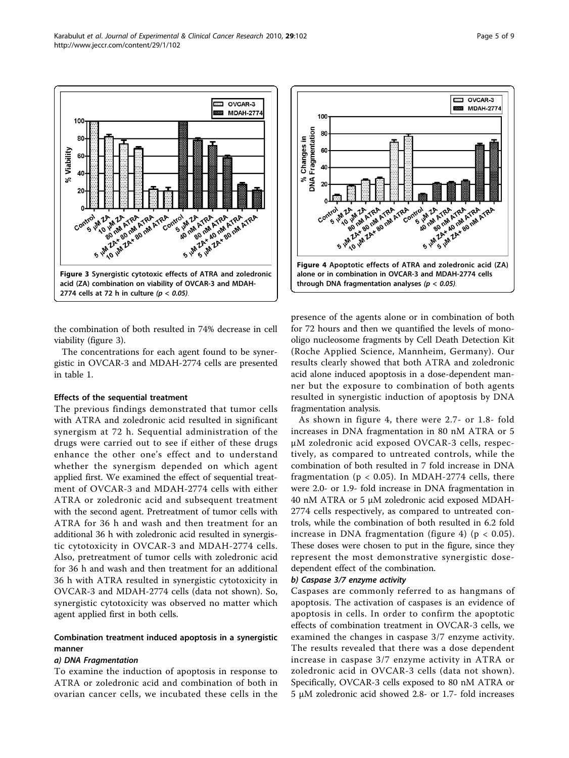Figure 3 Synergistic cytotoxic effects of ATRA and zoledronic acid (ZA) combination on viability of OVCAR-3 and MDAH-2774 cells at 72 h in culture (*p < 0.05*).

Figure 4 Apoptotic effects of ATRA and zoledronic acid (ZA) alone or in combination in OVCAR-3 and MDAH-2774 cells through DNA fragmentation analyses (*p < 0.05*).

the combination of both resulted in 74% decrease in cell viability (figure 3).

The concentrations for each agent found to be synergistic in OVCAR-3 and MDAH-2774 cells are presented in table 1.

#### Effects of the sequential treatment

The previous findings demonstrated that tumor cells with ATRA and zoledronic acid resulted in significant synergism at 72 h. Sequential administration of the drugs were carried out to see if either of these drugs enhance the other one's effect and to understand whether the synergism depended on which agent applied first. We examined the effect of sequential treatment of OVCAR-3 and MDAH-2774 cells with either ATRA or zoledronic acid and subsequent treatment with the second agent. Pretreatment of tumor cells with ATRA for 36 h and wash and then treatment for an additional 36 h with zoledronic acid resulted in synergistic cytotoxicity in OVCAR-3 and MDAH-2774 cells. Also, pretreatment of tumor cells with zoledronic acid for 36 h and wash and then treatment for an additional 36 h with ATRA resulted in synergistic cytotoxicity in OVCAR-3 and MDAH-2774 cells (data not shown). So, synergistic cytotoxicity was observed no matter which agent applied first in both cells.

#### Combination treatment induced apoptosis in a synergistic manner

##### *a) DNA Fragmentation*

To examine the induction of apoptosis in response to ATRA or zoledronic acid and combination of both in ovarian cancer cells, we incubated these cells in the presence of the agents alone or in combination of both for 72 hours and then we quantified the levels of mono-oligo nucleosome fragments by Cell Death Detection Kit (Roche Applied Science, Mannheim, Germany). Our results clearly showed that both ATRA and zoledronic acid alone induced apoptosis in a dose-dependent manner but the exposure to combination of both agents resulted in synergistic induction of apoptosis by DNA fragmentation analysis.

As shown in figure 4, there were 2.7- or 1.8- fold increases in DNA fragmentation in 80 nM ATRA or 5 μM zoledronic acid exposed OVCAR-3 cells, respectively, as compared to untreated controls, while the combination of both resulted in 7 fold increase in DNA fragmentation ($p < 0.05$). In MDAH-2774 cells, there were 2.0- or 1.9- fold increase in DNA fragmentation in 40 nM ATRA or 5 μM zoledronic acid exposed MDAH-2774 cells respectively, as compared to untreated controls, while the combination of both resulted in 6.2 fold increase in DNA fragmentation (figure 4) ($p < 0.05$). These doses were chosen to put in the figure, since they represent the most demonstrative synergistic dose-dependent effect of the combination.

##### *b) Caspase 3/7 enzyme activity*

Caspases are commonly referred to as hangmans of apoptosis. The activation of caspases is an evidence of apoptosis in cells. In order to confirm the apoptotic effects of combination treatment in OVCAR-3 cells, we examined the changes in caspase 3/7 enzyme activity. The results revealed that there was a dose dependent increase in caspase 3/7 enzyme activity in ATRA or zoledronic acid in OVCAR-3 cells (data not shown). Specifically, OVCAR-3 cells exposed to 80 nM ATRA or 5 μM zoledronic acid showed 2.8- or 1.7- fold increases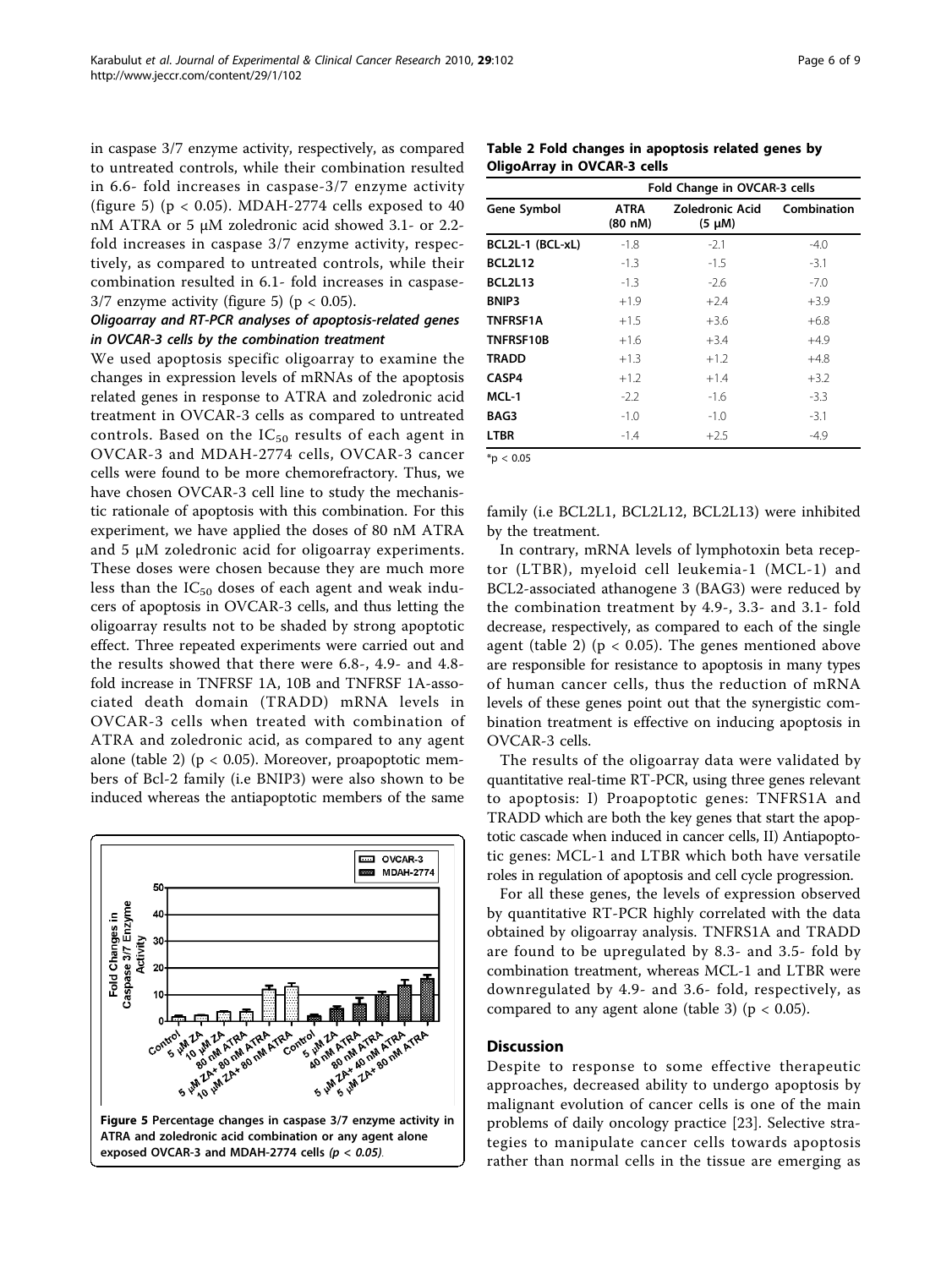in caspase 3/7 enzyme activity, respectively, as compared to untreated controls, while their combination resulted in 6.6- fold increases in caspase-3/7 enzyme activity (figure 5) ($p < 0.05$). MDAH-2774 cells exposed to 40 nM ATRA or 5 μM zoledronic acid showed 3.1- or 2.2-fold increases in caspase 3/7 enzyme activity, respectively, as compared to untreated controls, while their combination resulted in 6.1- fold increases in caspase-3/7 enzyme activity (figure 5) ($p < 0.05$).

### Oligoarray and RT-PCR analyses of apoptosis-related genes in OVCAR-3 cells by the combination treatment

We used apoptosis specific oligoarray to examine the changes in expression levels of mRNAs of the apoptosis related genes in response to ATRA and zoledronic acid treatment in OVCAR-3 cells as compared to untreated controls. Based on the $IC_{50}$ results of each agent in OVCAR-3 and MDAH-2774 cells, OVCAR-3 cancer cells were found to be more chemorefractory. Thus, we have chosen OVCAR-3 cell line to study the mechanistic rationale of apoptosis with this combination. For this experiment, we have applied the doses of 80 nM ATRA and 5 μM zoledronic acid for oligoarray experiments. These doses were chosen because they are much more less than the $IC_{50}$ doses of each agent and weak inducers of apoptosis in OVCAR-3 cells, and thus letting the oligoarray results not to be shaded by strong apoptotic effect. Three repeated experiments were carried out and the results showed that there were 6.8-, 4.9- and 4.8-fold increase in TNFRSF 1A, 10B and TNFRSF 1A-associated death domain (TRADD) mRNA levels in OVCAR-3 cells when treated with combination of ATRA and zoledronic acid, as compared to any agent alone (table 2) ($p < 0.05$). Moreover, proapoptotic members of Bcl-2 family (i.e BNIP3) were also shown to be induced whereas the antiapoptotic members of the same family (i.e BCL2L1, BCL2L12, BCL2L13) were inhibited by the treatment.

**Table 2 Fold changes in apoptosis related genes by OligoArray in OVCAR-3 cells**

| Gene Symbol | Fold Change in OVCAR-3 cells | | |
|---|---|---|---|
| | ATRA (80 nM) | Zoledronic Acid (5 μM) | Combination |
| BCL2L-1 (BCL-xL) | -1.8 | -2.1 | -4.0 |
| BCL2L12 | -1.3 | -1.5 | -3.1 |
| BCL2L13 | -1.3 | -2.6 | -7.0 |
| BNIP3 | +1.9 | +2.4 | +3.9 |
| TNFRSF1A | +1.5 | +3.6 | +6.8 |
| TNFRSF10B | +1.6 | +3.4 | +4.9 |
| TRADD | +1.3 | +1.2 | +4.8 |
| CASP4 | +1.2 | +1.4 | +3.2 |
| MCL-1 | -2.2 | -1.6 | -3.3 |
| BAG3 | -1.0 | -1.0 | -3.1 |
| LTBR | -1.4 | +2.5 | -4.9 |

*$p < 0.05$

In contrary, mRNA levels of lymphotoxin beta receptor (LTBR), myeloid cell leukemia-1 (MCL-1) and BCL2-associated athanogene 3 (BAG3) were reduced by the combination treatment by 4.9-, 3.3- and 3.1- fold decrease, respectively, as compared to each of the single agent (table 2) ($p < 0.05$). The genes mentioned above are responsible for resistance to apoptosis in many types of human cancer cells, thus the reduction of mRNA levels of these genes point out that the synergistic combination treatment is effective on inducing apoptosis in OVCAR-3 cells.

The results of the oligoarray data were validated by quantitative real-time RT-PCR, using three genes relevant to apoptosis: I) Proapoptotic genes: TNFRS1A and TRADD which are both the key genes that start the apoptotic cascade when induced in cancer cells, II) Antiapoptotic genes: MCL-1 and LTBR which both have versatile roles in regulation of apoptosis and cell cycle progression.

For all these genes, the levels of expression observed by quantitative RT-PCR highly correlated with the data obtained by oligoarray analysis. TNFRS1A and TRADD are found to be upregulated by 8.3- and 3.5- fold by combination treatment, whereas MCL-1 and LTBR were downregulated by 4.9- and 3.6- fold, respectively, as compared to any agent alone (table 3) ($p < 0.05$).

Figure 5 Percentage changes in caspase 3/7 enzyme activity in ATRA and zoledronic acid combination or any agent alone exposed OVCAR-3 and MDAH-2774 cells ($p < 0.05$).

## Discussion

Despite to response to some effective therapeutic approaches, decreased ability to undergo apoptosis by malignant evolution of cancer cells is one of the main problems of daily oncology practice [23]. Selective strategies to manipulate cancer cells towards apoptosis rather than normal cells in the tissue are emerging as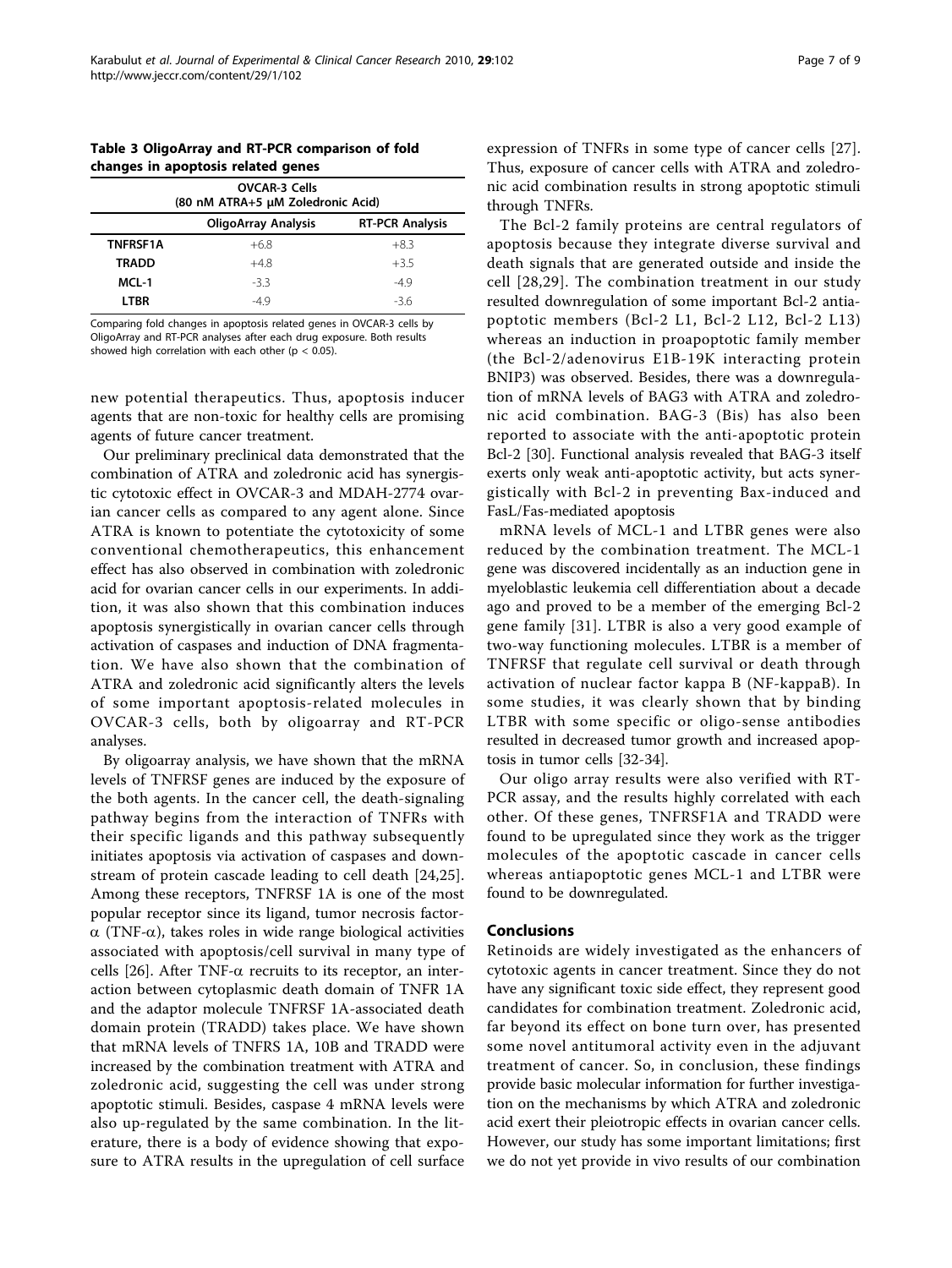**Table 3 OligoArray and RT-PCR comparison of fold changes in apoptosis related genes**

| OVCAR-3 Cells (80 nM ATRA+5 μM Zoledronic Acid) | | |
|---|---|---|
| | OligoArray Analysis | RT-PCR Analysis |
| TNFRSF1A | +6.8 | +8.3 |
| TRADD | +4.8 | +3.5 |
| MCL-1 | -3.3 | -4.9 |
| LTBR | -4.9 | -3.6 |

Comparing fold changes in apoptosis related genes in OVCAR-3 cells by OligoArray and RT-PCR analyses after each drug exposure. Both results showed high correlation with each other ($p < 0.05$).

new potential therapeutics. Thus, apoptosis inducer agents that are non-toxic for healthy cells are promising agents of future cancer treatment.

Our preliminary preclinical data demonstrated that the combination of ATRA and zoledronic acid has synergistic cytotoxic effect in OVCAR-3 and MDAH-2774 ovarian cancer cells as compared to any agent alone. Since ATRA is known to potentiate the cytotoxicity of some conventional chemotherapeutics, this enhancement effect has also observed in combination with zoledronic acid for ovarian cancer cells in our experiments. In addition, it was also shown that this combination induces apoptosis synergistically in ovarian cancer cells through activation of caspases and induction of DNA fragmentation. We have also shown that the combination of ATRA and zoledronic acid significantly alters the levels of some important apoptosis-related molecules in OVCAR-3 cells, both by oligoarray and RT-PCR analyses.

By oligoarray analysis, we have shown that the mRNA levels of TNFRSF genes are induced by the exposure of the both agents. In the cancer cell, the death-signaling pathway begins from the interaction of TNFRs with their specific ligands and this pathway subsequently initiates apoptosis via activation of caspases and downstream of protein cascade leading to cell death [24,25]. Among these receptors, TNFRSF 1A is one of the most popular receptor since its ligand, tumor necrosis factor-α (TNF-α), takes roles in wide range biological activities associated with apoptosis/cell survival in many type of cells [26]. After TNF-α recruits to its receptor, an interaction between cytoplasmic death domain of TNFR 1A and the adaptor molecule TNFRSF 1A-associated death domain protein (TRADD) takes place. We have shown that mRNA levels of TNFRS 1A, 10B and TRADD were increased by the combination treatment with ATRA and zoledronic acid, suggesting the cell was under strong apoptotic stimuli. Besides, caspase 4 mRNA levels were also up-regulated by the same combination. In the literature, there is a body of evidence showing that exposure to ATRA results in the upregulation of cell surface expression of TNFRs in some type of cancer cells [27]. Thus, exposure of cancer cells with ATRA and zoledronic acid combination results in strong apoptotic stimuli through TNFRs.

The Bcl-2 family proteins are central regulators of apoptosis because they integrate diverse survival and death signals that are generated outside and inside the cell [28,29]. The combination treatment in our study resulted downregulation of some important Bcl-2 antiapoptotic members (Bcl-2 L1, Bcl-2 L12, Bcl-2 L13) whereas an induction in proapoptotic family member (the Bcl-2/adenovirus E1B-19K interacting protein BNIP3) was observed. Besides, there was a downregulation of mRNA levels of BAG3 with ATRA and zoledronic acid combination. BAG-3 (Bis) has also been reported to associate with the anti-apoptotic protein Bcl-2 [30]. Functional analysis revealed that BAG-3 itself exerts only weak anti-apoptotic activity, but acts synergistically with Bcl-2 in preventing Bax-induced and FasL/Fas-mediated apoptosis

mRNA levels of MCL-1 and LTBR genes were also reduced by the combination treatment. The MCL-1 gene was discovered incidentally as an induction gene in myeloblastic leukemia cell differentiation about a decade ago and proved to be a member of the emerging Bcl-2 gene family [31]. LTBR is also a very good example of two-way functioning molecules. LTBR is a member of TNFRSF that regulate cell survival or death through activation of nuclear factor kappa B (NF-kappaB). In some studies, it was clearly shown that by binding LTBR with some specific or oligo-sense antibodies resulted in decreased tumor growth and increased apoptosis in tumor cells [32-34].

Our oligo array results were also verified with RT-PCR assay, and the results highly correlated with each other. Of these genes, TNFRSF1A and TRADD were found to be upregulated since they work as the trigger molecules of the apoptotic cascade in cancer cells whereas antiapoptotic genes MCL-1 and LTBR were found to be downregulated.

## Conclusions

Retinoids are widely investigated as the enhancers of cytotoxic agents in cancer treatment. Since they do not have any significant toxic side effect, they represent good candidates for combination treatment. Zoledronic acid, far beyond its effect on bone turn over, has presented some novel antitumoral activity even in the adjuvant treatment of cancer. So, in conclusion, these findings provide basic molecular information for further investigation on the mechanisms by which ATRA and zoledronic acid exert their pleiotropic effects in ovarian cancer cells. However, our study has some important limitations; first we do not yet provide in vivo results of our combination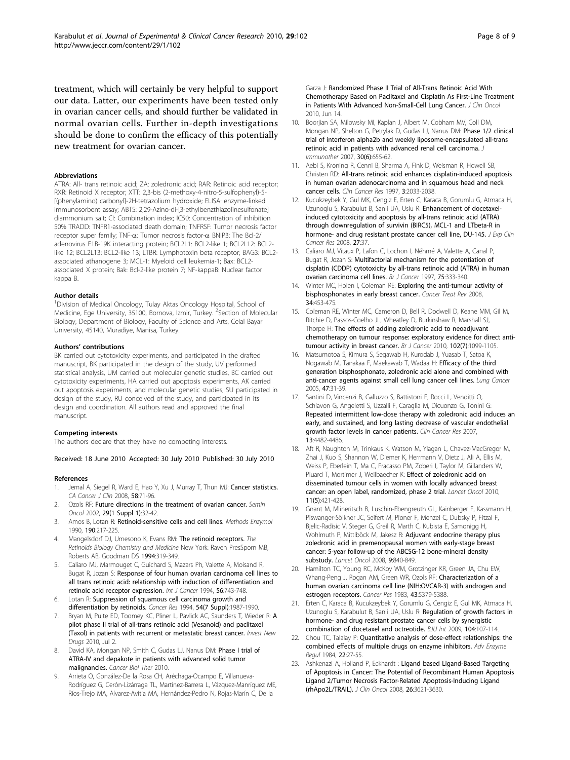treatment, which will certainly be very helpful to support our data. Latter, our experiments have been tested only in ovarian cancer cells, and should further be validated in normal ovarian cells. Further in-depth investigations should be done to confirm the efficacy of this potentially new treatment for ovarian cancer.

#### Abbreviations

ATRA: All- trans retinoic acid; ZA: zoledronic acid; RAR: Retinoic acid receptor; RXR: Retinoid X receptor; XTT: 2,3-bis (2-methoxy-4-nitro-5-sulfophenyl)-5-[(phenylamino) carbonyl]-2H-tetrazolium hydroxide; ELISA: enzyme-linked immunosorbent assay; ABTS: 2,29-Azino-di-[3-ethylbenzthiazolinesulfonate] diammonium salt; CI: Combination index; IC50: Concentration of inhibition 50% TRADD: TNFR1-associated death domain; TNFRSF: Tumor necrosis factor receptor super family; TNF-$\alpha$: Tumor necrosis factor-$\alpha$ BNIP3: The Bcl-2/adenovirus E1B-19K interacting protein; BCL2L1: BCL2-like 1; BCL2L12: BCL2-like 12; BCL2L13: BCL2-like 13; LTBR: Lymphotoxin beta receptor; BAG3: BCL2-associated athanogene 3; MCL-1: Myeloid cell leukemia-1; Bax: BCL2-associated X protein; Bak: Bcl-2-like protein 7; NF-kappaB: Nuclear factor kappa B.

#### Author details

[1]Division of Medical Oncology, Tulay Aktas Oncology Hospital, School of Medicine, Ege University, 35100, Bornova, Izmir, Turkey. [2]Section of Molecular Biology, Department of Biology, Faculty of Science and Arts, Celal Bayar University, 45140, Muradiye, Manisa, Turkey.

#### Authors' contributions

BK carried out cytotoxicity experiments, and participated in the drafted manuscript, BK participated in the design of the study, UV performed statistical analysis, UM carried out molecular genetic studies, BC carried out cytotoxicity experiments, HA carried out apoptosis experiments, AK carried out apoptosis experiments, and molecular genetic studies, SU participated in design of the study, RU conceived of the study, and participated in its design and coordination. All authors read and approved the final manuscript.

#### Competing interests

The authors declare that they have no competing interests.

Received: 18 June 2010 Accepted: 30 July 2010 Published: 30 July 2010

#### References

1. Jemal A, Siegel R, Ward E, Hao Y, Xu J, Murray T, Thun MJ: **Cancer statistics.** *CA Cancer J Clin* 2008, **58**:71-96.
2. Ozols RF: **Future directions in the treatment of ovarian cancer.** *Semin Oncol* 2002, **29(1 Suppl 1)**:32-42.
3. Amos B, Lotan R: **Retinoid-sensitive cells and cell lines.** *Methods Enzymol* 1990, **190**:217-225.
4. Mangelsdorf DJ, Umesono K, Evans RM: **The retinoid receptors.** *The Retinoids Biology Chemistry and Medicine* New York: Raven PresSporn MB, Roberts AB, Goodman DS 1994:319-349.
5. Caliaro MJ, Marmouget C, Guichard S, Mazars Ph, Valette A, Moisand R, Bugat R, Jozan S: **Response of four human ovarian carcinoma cell lines to all trans retinoic acid: relationship with induction of differentiation and retinoic acid receptor expression.** *Int J Cancer* 1994, **56**:743-748.
6. Lotan R: **Suppression of squamous cell carcinoma growth and differentiation by retinoids.** *Cancer Res* 1994, **54(7 Suppl)**:1987-1990.
7. Bryan M, Pulte ED, Toomey KC, Pliner L, Pavlick AC, Saunders T, Wieder R: **A pilot phase II trial of all-trans retinoic acid (Vesanoid) and paclitaxel (Taxol) in patients with recurrent or metastatic breast cancer.** *Invest New Drugs* 2010, Jul 2.
8. David KA, Mongan NP, Smith C, Gudas LJ, Nanus DM: **Phase I trial of ATRA-IV and depakote in patients with advanced solid tumor malignancies.** *Cancer Biol Ther* 2010.
9. Arrieta O, González-De la Rosa CH, Aréchaga-Ocampo E, Villanueva-Rodríguez G, Cerón-Lizárraga TL, Martínez-Barrera L, Vázquez-Manríquez ME, Ríos-Trejo MA, Alvarez-Avitia MA, Hernández-Pedro N, Rojas-Marín C, De la Garza J: **Randomized Phase II Trial of All-Trans Retinoic Acid With Chemotherapy Based on Paclitaxel and Cisplatin As First-Line Treatment in Patients With Advanced Non-Small-Cell Lung Cancer.** *J Clin Oncol* 2010, Jun 14.
10. Boorjian SA, Milowsky MI, Kaplan J, Albert M, Cobham MV, Coll DM, Mongan NP, Shelton G, Petrylak D, Gudas LJ, Nanus DM: **Phase 1/2 clinical trial of interferon alpha2b and weekly liposome-encapsulated all-trans retinoic acid in patients with advanced renal cell carcinoma.** *J Immunother* 2007, **30(6)**:655-62.
11. Aebi S, Kroning R, Cenni B, Sharma A, Fink D, Weisman R, Howell SB, Christen RD: **All-trans retinoic acid enhances cisplatin-induced apoptosis in human ovarian adenocarcinoma and in squamous head and neck cancer cells.** *Clin Cancer Res* 1997, **3**:2033-2038.
12. Kucukzeybek Y, Gul MK, Cengiz E, Erten C, Karaca B, Gorumlu G, Atmaca H, Uzunoglu S, Karabulut B, Sanli UA, Uslu R: **Enhancement of docetaxel-induced cytotoxicity and apoptosis by all-trans retinoic acid (ATRA) through downregulation of survivin (BIRC5), MCL-1 and LTbeta-R in hormone- and drug resistant prostate cancer cell line, DU-145.** *J Exp Clin Cancer Res* 2008, **27**:37.
13. Caliaro MJ, Vitaux P, Lafon C, Lochon I, Néhmé A, Valette A, Canal P, Bugat R, Jozan S: **Multifactorial mechanism for the potentiation of cisplatin (CDDP) cytotoxicity by all-trans retinoic acid (ATRA) in human ovarian carcinoma cell lines.** *Br J Cancer* 1997, **75**:333-340.
14. Winter MC, Holen I, Coleman RE: **Exploring the anti-tumour activity of bisphosphonates in early breast cancer.** *Cancer Treat Rev* 2008, **34**:453-475.
15. Coleman RE, Winter MC, Cameron D, Bell R, Dodwell D, Keane MM, Gil M, Ritchie D, Passos-Coelho JL, Wheatley D, Burkinshaw R, Marshall SJ, Thorpe H: **The effects of adding zoledronic acid to neoadjuvant chemotherapy on tumour response: exploratory evidence for direct anti-tumour activity in breast cancer.** *Br J Cancer* 2010, **102(7)**:1099-1105.
16. Matsumotoa S, Kimura S, Segawab H, Kurodab J, Yuasab T, Satoa K, Nogawab M, Tanakaa F, Maekawab T, Wadaa H: **Efficacy of the third generation bisphosphonate, zoledronic acid alone and combined with anti-cancer agents against small cell lung cancer cell lines.** *Lung Cancer* 2005, **47**:31-39.
17. Santini D, Vincenzi B, Galluzzo S, Battistoni F, Rocci L, Venditti O, Schiavon G, Angeletti S, Uzzalli F, Caraglia M, Dicuonzo G, Tonini G: **Repeated intermittent low-dose therapy with zoledronic acid induces an early, and sustained, and long lasting decrease of vascular endothelial growth factor levels in cancer patients.** *Clin Cancer Res* 2007, **13**:4482-4486.
18. Aft R, Naughton M, Trinkaus K, Watson M, Ylagan L, Chavez-MacGregor M, Zhai J, Kuo S, Shannon W, Diemer K, Herrmann V, Dietz J, Ali A, Ellis M, Weiss P, Eberlein T, Ma C, Fracasso PM, Zoberi I, Taylor M, Gillanders W, Pluard T, Mortimer J, Weilbaecher K: **Effect of zoledronic acid on disseminated tumour cells in women with locally advanced breast cancer: an open label, randomized, phase 2 trial.** *Lancet Oncol* 2010, **11(5)**:421-428.
19. Gnant M, Mlineritsch B, Luschin-Ebengreuth GL, Kainberger F, Kassmann H, Piswanger-Sölkner JC, Seifert M, Ploner F, Menzel C, Dubsky P, Fitzal F, Bjelic-Radisic V, Steger G, Greil R, Marth C, Kubista E, Samonigg H, Wohlmuth P, Mittlböck M, Jakesz R: **Adjuvant endocrine therapy plus zoledronic acid in premenopausal women with early-stage breast cancer: 5-year follow-up of the ABCSG-12 bone-mineral density substudy.** *Lancet Oncol* 2008, **9**:840-849.
20. Hamilton TC, Young RC, McKoy WM, Grotzinger KR, Green JA, Chu EW, Whang-Peng J, Rogan AM, Green WR, Ozols RF: **Characterization of a human ovarian carcinoma cell line (NIH:OVCAR-3) with androgen and estrogen receptors.** *Cancer Res* 1983, **43**:5379-5388.
21. Erten C, Karaca B, Kucukzeybek Y, Gorumlu G, Cengiz E, Gul MK, Atmaca H, Uzunoglu S, Karabulut B, Sanli UA, Uslu R: **Regulation of growth factors in hormone- and drug resistant prostate cancer cells by synergistic combination of docetaxel and octreotide.** *BJU Int* 2009, **104**:107-114.
22. Chou TC, Talalay P: **Quantitative analysis of dose-effect relationships: the combined effects of multiple drugs on enzyme inhibitors.** *Adv Enzyme Regul* 1984, **22**:27-55.
23. Ashkenazi A, Holland P, Eckhardt : **Ligand based Ligand-Based Targeting of Apoptosis in Cancer: The Potential of Recombinant Human Apoptosis Ligand 2/Tumor Necrosis Factor-Related Apoptosis-Inducing Ligand (rhApo2L/TRAIL).** *J Clin Oncol* 2008, **26**:3621-3630.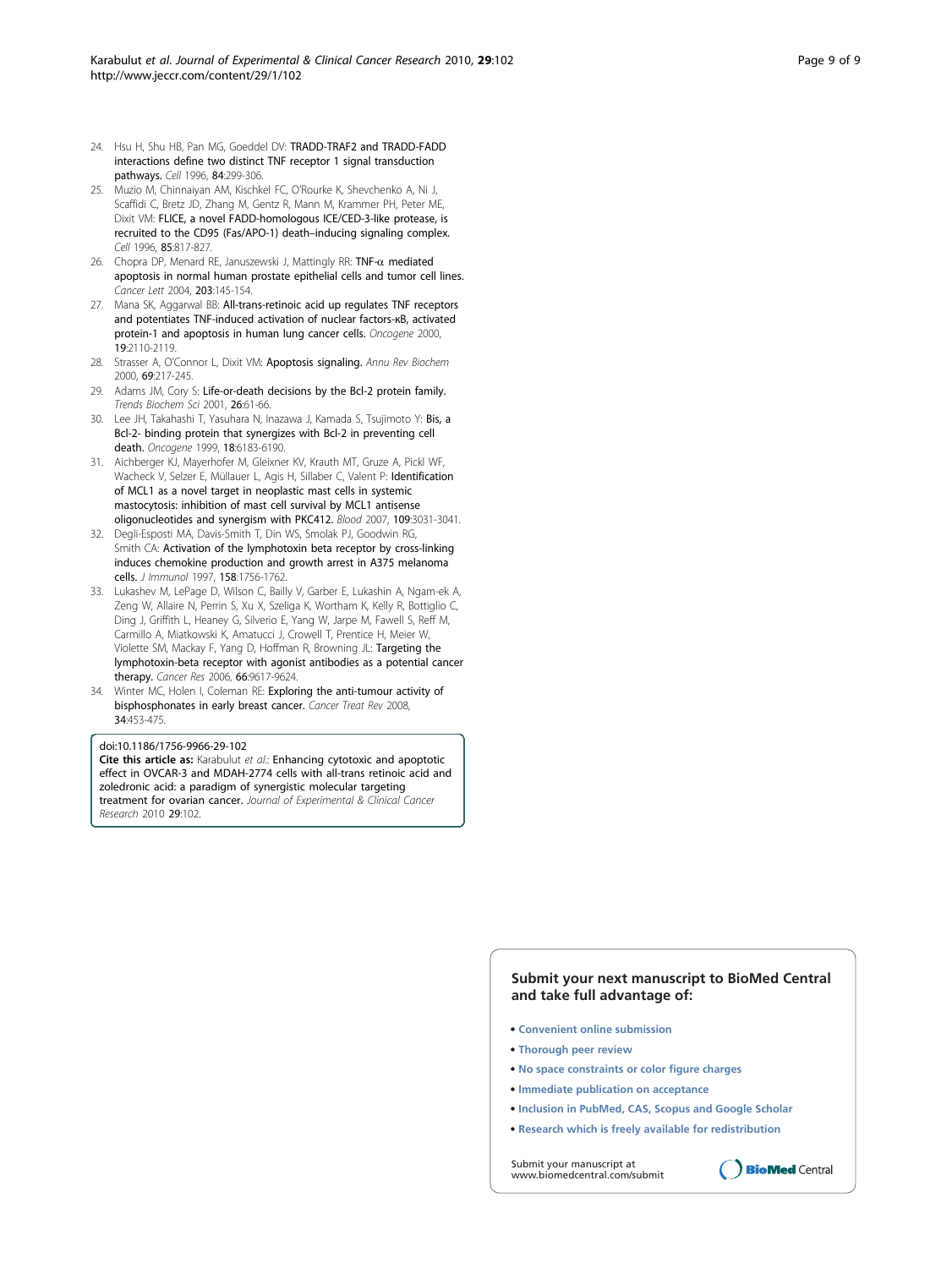24. Hsu H, Shu HB, Pan MG, Goeddel DV: **TRADD-TRAF2 and TRADD-FADD interactions define two distinct TNF receptor 1 signal transduction pathways.** *Cell* 1996, **84**:299-306.
25. Muzio M, Chinnaiyan AM, Kischkel FC, O'Rourke K, Shevchenko A, Ni J, Scaffidi C, Bretz JD, Zhang M, Gentz R, Mann M, Krammer PH, Peter ME, Dixit VM: **FLICE, a novel FADD-homologous ICE/CED-3-like protease, is recruited to the CD95 (Fas/APO-1) death–inducing signaling complex.** *Cell* 1996, **85**:817-827.
26. Chopra DP, Menard RE, Januszewski J, Mattingly RR: **TNF-α mediated apoptosis in normal human prostate epithelial cells and tumor cell lines.** *Cancer Lett* 2004, **203**:145-154.
27. Mana SK, Aggarwal BB: **All-trans-retinoic acid up regulates TNF receptors and potentiates TNF-induced activation of nuclear factors-κB, activated protein-1 and apoptosis in human lung cancer cells.** *Oncogene* 2000, **19**:2110-2119.
28. Strasser A, O'Connor L, Dixit VM: **Apoptosis signaling.** *Annu Rev Biochem* 2000, **69**:217-245.
29. Adams JM, Cory S: **Life-or-death decisions by the Bcl-2 protein family.** *Trends Biochem Sci* 2001, **26**:61-66.
30. Lee JH, Takahashi T, Yasuhara N, Inazawa J, Kamada S, Tsujimoto Y: **Bis, a Bcl-2- binding protein that synergizes with Bcl-2 in preventing cell death.** *Oncogene* 1999, **18**:6183-6190.
31. Aichberger KJ, Mayerhofer M, Gleixner KV, Krauth MT, Gruze A, Pickl WF, Wacheck V, Selzer E, Müllauer L, Agis H, Sillaber C, Valent P: **Identification of MCL1 as a novel target in neoplastic mast cells in systemic mastocytosis: inhibition of mast cell survival by MCL1 antisense oligonucleotides and synergism with PKC412.** *Blood* 2007, **109**:3031-3041.
32. Degli-Esposti MA, Davis-Smith T, Din WS, Smolak PJ, Goodwin RG, Smith CA: **Activation of the lymphotoxin beta receptor by cross-linking induces chemokine production and growth arrest in A375 melanoma cells.** *J Immunol* 1997, **158**:1756-1762.
33. Lukashev M, LePage D, Wilson C, Bailly V, Garber E, Lukashin A, Ngam-ek A, Zeng W, Allaire N, Perrin S, Xu X, Szeliga K, Wortham K, Kelly R, Bottiglio C, Ding J, Griffith L, Heaney G, Silverio E, Yang W, Jarpe M, Fawell S, Reff M, Carmillo A, Miatkowski K, Amatucci J, Crowell T, Prentice H, Meier W, Violette SM, Mackay F, Yang D, Hoffman R, Browning JL: **Targeting the lymphotoxin-beta receptor with agonist antibodies as a potential cancer therapy.** *Cancer Res* 2006, **66**:9617-9624.
34. Winter MC, Holen I, Coleman RE: **Exploring the anti-tumour activity of bisphosphonates in early breast cancer.** *Cancer Treat Rev* 2008, **34**:453-475.

doi:10.1186/1756-9966-29-102

**Cite this article as:** Karabulut *et al.*: Enhancing cytotoxic and apoptotic effect in OVCAR-3 and MDAH-2774 cells with all-trans retinoic acid and zoledronic acid: a paradigm of synergistic molecular targeting treatment for ovarian cancer. *Journal of Experimental & Clinical Cancer Research* 2010 **29**:102.

**Submit your next manuscript to BioMed Central and take full advantage of:**

- **Convenient online submission**
- **Thorough peer review**
- **No space constraints or color figure charges**
- **Immediate publication on acceptance**
- **Inclusion in PubMed, CAS, Scopus and Google Scholar**
- **Research which is freely available for redistribution**

Submit your manuscript at
www.biomedcentral.com/submit

BioMed Central